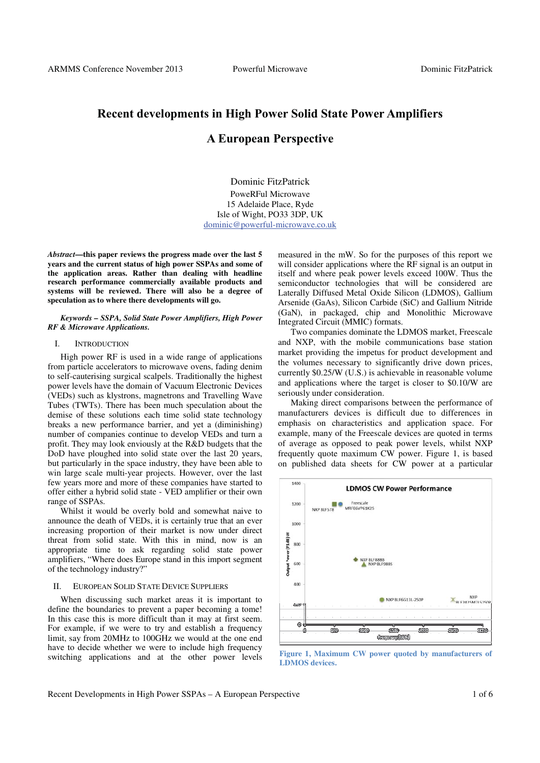# Recent developments in High Power Solid State Power Amplifiers

## A European Perspective

Dominic FitzPatrick
PoweRFul Microwave
15 Adelaide Place, Ryde
Isle of Wight, PO33 3DP, UK
dominic@powerful-microwave.co.uk

***Abstract*—this paper reviews the progress made over the last 5 years and the current status of high power SSPAs and some of the application areas. Rather than dealing with headline research performance commercially available products and systems will be reviewed. There will also be a degree of speculation as to where there developments will go.**

***Keywords – SSPA, Solid State Power Amplifiers, High Power RF & Microwave Applications.***

## I. Introduction

High power RF is used in a wide range of applications from particle accelerators to microwave ovens, fading denim to self-cauterising surgical scalpels. Traditionally the highest power levels have the domain of Vacuum Electronic Devices (VEDs) such as klystrons, magnetrons and Travelling Wave Tubes (TWTs). There has been much speculation about the demise of these solutions each time solid state technology breaks a new performance barrier, and yet a (diminishing) number of companies continue to develop VEDs and turn a profit. They may look enviously at the R&D budgets that the DoD have ploughed into solid state over the last 20 years, but particularly in the space industry, they have been able to win large scale multi-year projects. However, over the last few years more and more of these companies have started to offer either a hybrid solid state - VED amplifier or their own range of SSPAs.

Whilst it would be overly bold and somewhat naive to announce the death of VEDs, it is certainly true that an ever increasing proportion of their market is now under direct threat from solid state. With this in mind, now is an appropriate time to ask regarding solid state power amplifiers, "Where does Europe stand in this import segment of the technology industry?"

## II. European Solid State Device Suppliers

When discussing such market areas it is important to define the boundaries to prevent a paper becoming a tome! In this case this is more difficult than it may at first seem. For example, if we were to try and establish a frequency limit, say from 20MHz to 100GHz we would at the one end have to decide whether we were to include high frequency switching applications and at the other power levels measured in the mW. So for the purposes of this report we will consider applications where the RF signal is an output in itself and where peak power levels exceed 100W. Thus the semiconductor technologies that will be considered are Laterally Diffused Metal Oxide Silicon (LDMOS), Gallium Arsenide (GaAs), Silicon Carbide (SiC) and Gallium Nitride (GaN), in packaged, chip and Monolithic Microwave Integrated Circuit (MMIC) formats.

Two companies dominate the LDMOS market, Freescale and NXP, with the mobile communications base station market providing the impetus for product development and the volumes necessary to significantly drive down prices, currently \$0.25/W (U.S.) is achievable in reasonable volume and applications where the target is closer to \$0.10/W are seriously under consideration.

Making direct comparisons between the performance of manufacturers devices is difficult due to differences in emphasis on characteristics and application space. For example, many of the Freescale devices are quoted in terms of average as opposed to peak power levels, whilst NXP frequently quote maximum CW power. Figure 1, is based on published data sheets for CW power at a particular

Figure 1, Maximum CW power quoted by manufacturers of LDMOS devices.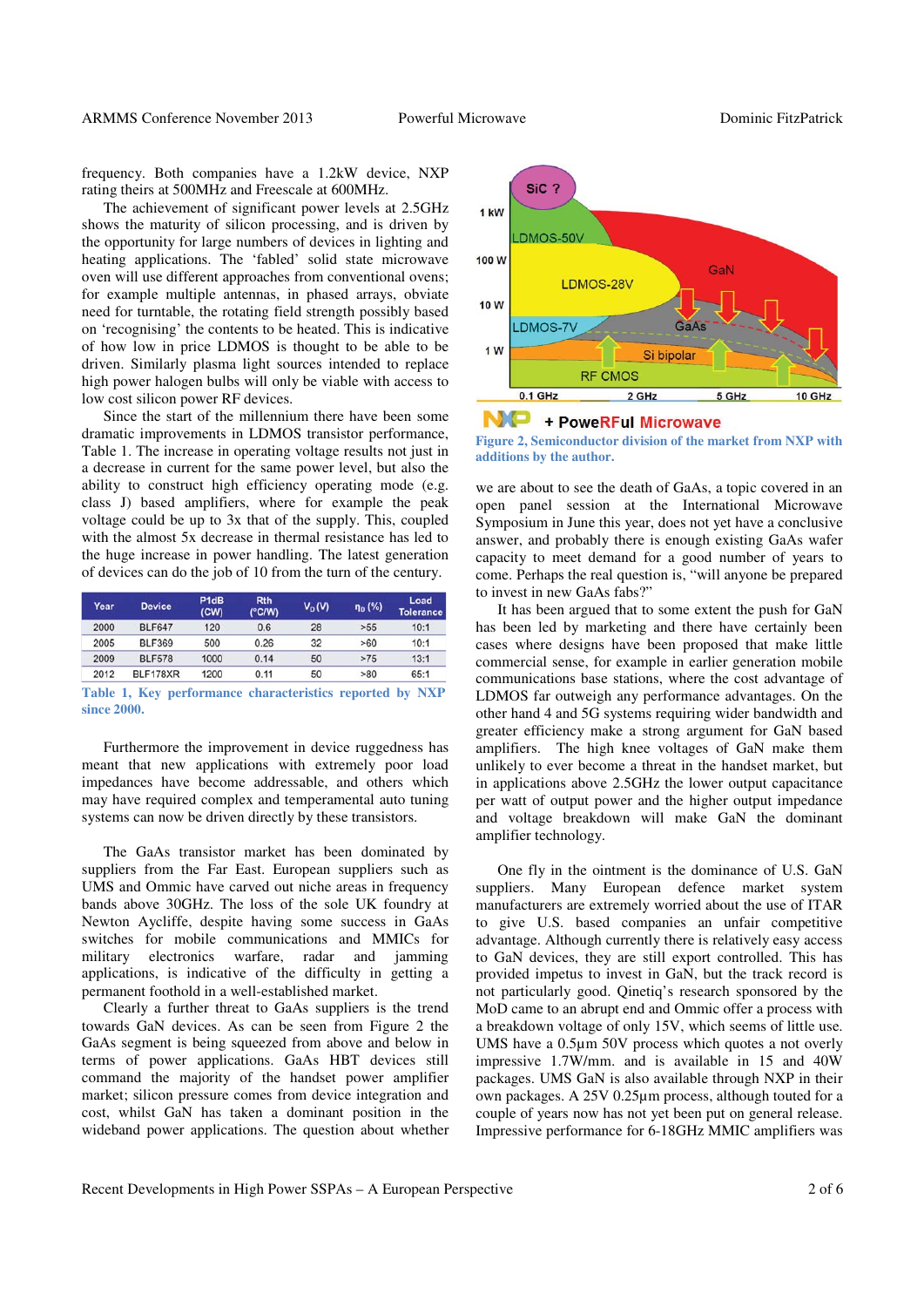frequency. Both companies have a 1.2kW device, NXP rating theirs at 500MHz and Freescale at 600MHz.

The achievement of significant power levels at 2.5GHz shows the maturity of silicon processing, and is driven by the opportunity for large numbers of devices in lighting and heating applications. The 'fabled' solid state microwave oven will use different approaches from conventional ovens; for example multiple antennas, in phased arrays, obviate need for turntable, the rotating field strength possibly based on 'recognising' the contents to be heated. This is indicative of how low in price LDMOS is thought to be able to be driven. Similarly plasma light sources intended to replace high power halogen bulbs will only be viable with access to low cost silicon power RF devices.

Since the start of the millennium there have been some dramatic improvements in LDMOS transistor performance, Table 1. The increase in operating voltage results not just in a decrease in current for the same power level, but also the ability to construct high efficiency operating mode (e.g. class J) based amplifiers, where for example the peak voltage could be up to 3x that of the supply. This, coupled with the almost 5x decrease in thermal resistance has led to the huge increase in power handling. The latest generation of devices can do the job of 10 from the turn of the century.

| Year | Device | P1dB (CW) | Rth (°C/W) | $V_D$ (V) | $\eta_D$ (%) | Load Tolerance |
|---|---|---|---|---|---|---|
| 2000 | BLF647 | 120 | 0.6 | 28 | >55 | 10:1 |
| 2005 | BLF369 | 500 | 0.26 | 32 | >60 | 10:1 |
| 2009 | BLF578 | 1000 | 0.14 | 50 | >75 | 13:1 |
| 2012 | BLF178XR | 1200 | 0.11 | 50 | >80 | 65:1 |

Table 1, Key performance characteristics reported by NXP since 2000.

Furthermore the improvement in device ruggedness has meant that new applications with extremely poor load impedances have become addressable, and others which may have required complex and temperamental auto tuning systems can now be driven directly by these transistors.

The GaAs transistor market has been dominated by suppliers from the Far East. European suppliers such as UMS and Ommic have carved out niche areas in frequency bands above 30GHz. The loss of the sole UK foundry at Newton Aycliffe, despite having some success in GaAs switches for mobile communications and MMICs for military electronics warfare, radar and jamming applications, is indicative of the difficulty in getting a permanent foothold in a well-established market.

Clearly a further threat to GaAs suppliers is the trend towards GaN devices. As can be seen from Figure 2 the GaAs segment is being squeezed from above and below in terms of power applications. GaAs HBT devices still command the majority of the handset power amplifier market; silicon pressure comes from device integration and cost, whilst GaN has taken a dominant position in the wideband power applications. The question about whether

Figure 2, Semiconductor division of the market from NXP with additions by the author.

we are about to see the death of GaAs, a topic covered in an open panel session at the International Microwave Symposium in June this year, does not yet have a conclusive answer, and probably there is enough existing GaAs wafer capacity to meet demand for a good number of years to come. Perhaps the real question is, "will anyone be prepared to invest in new GaAs fabs?"

It has been argued that to some extent the push for GaN has been led by marketing and there have certainly been cases where designs have been proposed that make little commercial sense, for example in earlier generation mobile communications base stations, where the cost advantage of LDMOS far outweigh any performance advantages. On the other hand 4 and 5G systems requiring wider bandwidth and greater efficiency make a strong argument for GaN based amplifiers. The high knee voltages of GaN make them unlikely to ever become a threat in the handset market, but in applications above 2.5GHz the lower output capacitance per watt of output power and the higher output impedance and voltage breakdown will make GaN the dominant amplifier technology.

One fly in the ointment is the dominance of U.S. GaN suppliers. Many European defence market system manufacturers are extremely worried about the use of ITAR to give U.S. based companies an unfair competitive advantage. Although currently there is relatively easy access to GaN devices, they are still export controlled. This has provided impetus to invest in GaN, but the track record is not particularly good. Qinetiq's research sponsored by the MoD came to an abrupt end and Ommic offer a process with a breakdown voltage of only 15V, which seems of little use. UMS have a 0.5µm 50V process which quotes a not overly impressive 1.7W/mm. and is available in 15 and 40W packages. UMS GaN is also available through NXP in their own packages. A 25V 0.25µm process, although touted for a couple of years now has not yet been put on general release. Impressive performance for 6-18GHz MMIC amplifiers was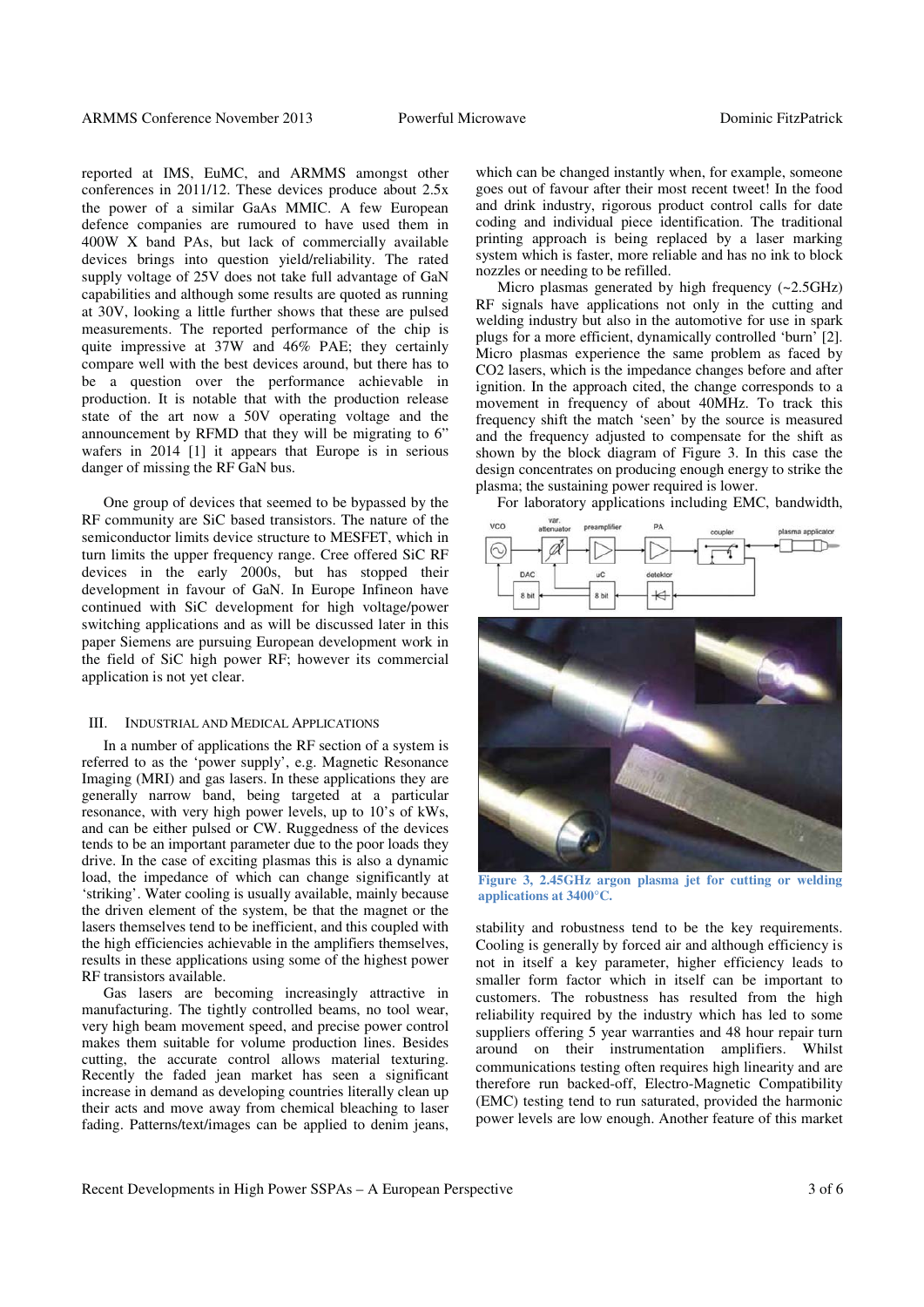reported at IMS, EuMC, and ARMMS amongst other conferences in 2011/12. These devices produce about 2.5x the power of a similar GaAs MMIC. A few European defence companies are rumoured to have used them in 400W X band PAs, but lack of commercially available devices brings into question yield/reliability. The rated supply voltage of 25V does not take full advantage of GaN capabilities and although some results are quoted as running at 30V, looking a little further shows that these are pulsed measurements. The reported performance of the chip is quite impressive at 37W and 46% PAE; they certainly compare well with the best devices around, but there has to be a question over the performance achievable in production. It is notable that with the production release state of the art now a 50V operating voltage and the announcement by RFMD that they will be migrating to 6" wafers in 2014 [1] it appears that Europe is in serious danger of missing the RF GaN bus.

One group of devices that seemed to be bypassed by the RF community are SiC based transistors. The nature of the semiconductor limits device structure to MESFET, which in turn limits the upper frequency range. Cree offered SiC RF devices in the early 2000s, but has stopped their development in favour of GaN. In Europe Infineon have continued with SiC development for high voltage/power switching applications and as will be discussed later in this paper Siemens are pursuing European development work in the field of SiC high power RF; however its commercial application is not yet clear.

## III. Industrial and Medical Applications

In a number of applications the RF section of a system is referred to as the 'power supply', e.g. Magnetic Resonance Imaging (MRI) and gas lasers. In these applications they are generally narrow band, being targeted at a particular resonance, with very high power levels, up to 10's of kWs, and can be either pulsed or CW. Ruggedness of the devices tends to be an important parameter due to the poor loads they drive. In the case of exciting plasmas this is also a dynamic load, the impedance of which can change significantly at 'striking'. Water cooling is usually available, mainly because the driven element of the system, be that the magnet or the lasers themselves tend to be inefficient, and this coupled with the high efficiencies achievable in the amplifiers themselves, results in these applications using some of the highest power RF transistors available.

Gas lasers are becoming increasingly attractive in manufacturing. The tightly controlled beams, no tool wear, very high beam movement speed, and precise power control makes them suitable for volume production lines. Besides cutting, the accurate control allows material texturing. Recently the faded jean market has seen a significant increase in demand as developing countries literally clean up their acts and move away from chemical bleaching to laser fading. Patterns/text/images can be applied to denim jeans, which can be changed instantly when, for example, someone goes out of favour after their most recent tweet! In the food and drink industry, rigorous product control calls for date coding and individual piece identification. The traditional printing approach is being replaced by a laser marking system which is faster, more reliable and has no ink to block nozzles or needing to be refilled.

Micro plasmas generated by high frequency (~2.5GHz) RF signals have applications not only in the cutting and welding industry but also in the automotive for use in spark plugs for a more efficient, dynamically controlled 'burn' [2]. Micro plasmas experience the same problem as faced by $CO_2$ lasers, which is the impedance changes before and after ignition. In the approach cited, the change corresponds to a movement in frequency of about 40MHz. To track this frequency shift the match 'seen' by the source is measured and the frequency adjusted to compensate for the shift as shown by the block diagram of Figure 3. In this case the design concentrates on producing enough energy to strike the plasma; the sustaining power required is lower.

For laboratory applications including EMC, bandwidth, stability and robustness tend to be the key requirements. Cooling is generally by forced air and although efficiency is not in itself a key parameter, higher efficiency leads to smaller form factor which in itself can be important to customers. The robustness has resulted from the high reliability required by the industry which has led to some suppliers offering 5 year warranties and 48 hour repair turn around on their instrumentation amplifiers. Whilst communications testing often requires high linearity and are therefore run backed-off, Electro-Magnetic Compatibility (EMC) testing tend to run saturated, provided the harmonic power levels are low enough. Another feature of this market

Figure 3, 2.45GHz argon plasma jet for cutting or welding applications at 3400°C.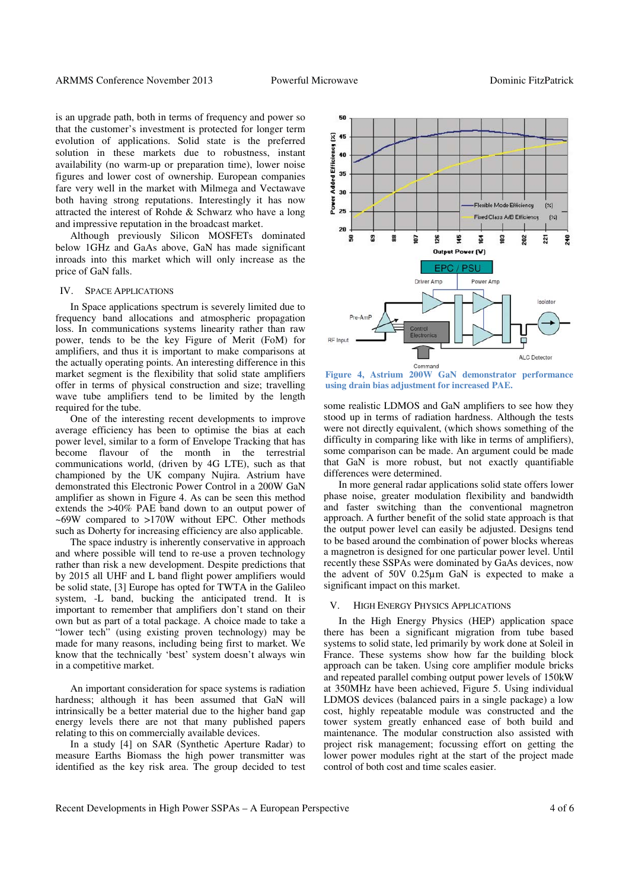is an upgrade path, both in terms of frequency and power so that the customer's investment is protected for longer term evolution of applications. Solid state is the preferred solution in these markets due to robustness, instant availability (no warm-up or preparation time), lower noise figures and lower cost of ownership. European companies fare very well in the market with Milmega and Vectawave both having strong reputations. Interestingly it has now attracted the interest of Rohde & Schwarz who have a long and impressive reputation in the broadcast market.

Although previously Silicon MOSFETs dominated below 1GHz and GaAs above, GaN has made significant inroads into this market which will only increase as the price of GaN falls.

## IV. Space Applications

In Space applications spectrum is severely limited due to frequency band allocations and atmospheric propagation loss. In communications systems linearity rather than raw power, tends to be the key Figure of Merit (FoM) for amplifiers, and thus it is important to make comparisons at the actually operating points. An interesting difference in this market segment is the flexibility that solid state amplifiers offer in terms of physical construction and size; travelling wave tube amplifiers tend to be limited by the length required for the tube.

One of the interesting recent developments to improve average efficiency has been to optimise the bias at each power level, similar to a form of Envelope Tracking that has become flavour of the month in the terrestrial communications world, (driven by 4G LTE), such as that championed by the UK company Nujira. Astrium have demonstrated this Electronic Power Control in a 200W GaN amplifier as shown in Figure 4. As can be seen this method extends the >40% PAE band down to an output power of ~69W compared to >170W without EPC. Other methods such as Doherty for increasing efficiency are also applicable.

The space industry is inherently conservative in approach and where possible will tend to re-use a proven technology rather than risk a new development. Despite predictions that by 2015 all UHF and L band flight power amplifiers would be solid state, [3] Europe has opted for TWTA in the Galileo system, -L band, bucking the anticipated trend. It is important to remember that amplifiers don't stand on their own but as part of a total package. A choice made to take a "lower tech" (using existing proven technology) may be made for many reasons, including being first to market. We know that the technically 'best' system doesn't always win in a competitive market.

An important consideration for space systems is radiation hardness; although it has been assumed that GaN will intrinsically be a better material due to the higher band gap energy levels there are not that many published papers relating to this on commercially available devices.

In a study [4] on SAR (Synthetic Aperture Radar) to measure Earths Biomass the high power transmitter was identified as the key risk area. The group decided to test some realistic LDMOS and GaN amplifiers to see how they stood up in terms of radiation hardness. Although the tests were not directly equivalent, (which shows something of the difficulty in comparing like with like in terms of amplifiers), some comparison can be made. An argument could be made that GaN is more robust, but not exactly quantifiable differences were determined.

**Figure 4, Astrium 200W GaN demonstrator performance using drain bias adjustment for increased PAE.**

In more general radar applications solid state offers lower phase noise, greater modulation flexibility and bandwidth and faster switching than the conventional magnetron approach. A further benefit of the solid state approach is that the output power level can easily be adjusted. Designs tend to be based around the combination of power blocks whereas a magnetron is designed for one particular power level. Until recently these SSPAs were dominated by GaAs devices, now the advent of 50V 0.25µm GaN is expected to make a significant impact on this market.

## V. High Energy Physics Applications

In the High Energy Physics (HEP) application space there has been a significant migration from tube based systems to solid state, led primarily by work done at Soleil in France. These systems show how far the building block approach can be taken. Using core amplifier module bricks and repeated parallel combing output power levels of 150kW at 350MHz have been achieved, Figure 5. Using individual LDMOS devices (balanced pairs in a single package) a low cost, highly repeatable module was constructed and the tower system greatly enhanced ease of both build and maintenance. The modular construction also assisted with project risk management; focussing effort on getting the lower power modules right at the start of the project made control of both cost and time scales easier.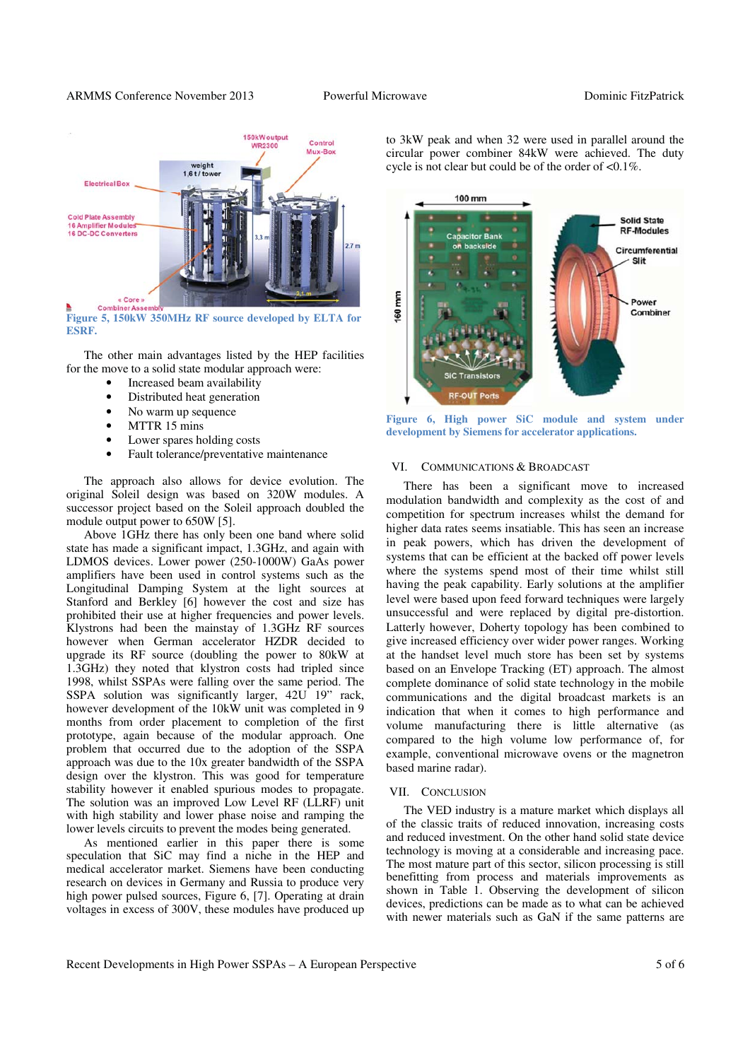Figure 5, 150kW 350MHz RF source developed by ELTA for ESRF.

The other main advantages listed by the HEP facilities for the move to a solid state modular approach were:

- Increased beam availability
- Distributed heat generation
- No warm up sequence
- MTTR 15 mins
- Lower spares holding costs
- Fault tolerance/preventative maintenance

The approach also allows for device evolution. The original Soleil design was based on 320W modules. A successor project based on the Soleil approach doubled the module output power to 650W [5].

Above 1GHz there has only been one band where solid state has made a significant impact, 1.3GHz, and again with LDMOS devices. Lower power (250-1000W) GaAs power amplifiers have been used in control systems such as the Longitudinal Damping System at the light sources at Stanford and Berkley [6] however the cost and size has prohibited their use at higher frequencies and power levels. Klystrons had been the mainstay of 1.3GHz RF sources however when German accelerator HZDR decided to upgrade its RF source (doubling the power to 80kW at 1.3GHz) they noted that klystron costs had tripled since 1998, whilst SSPAs were falling over the same period. The SSPA solution was significantly larger, 42U 19" rack, however development of the 10kW unit was completed in 9 months from order placement to completion of the first prototype, again because of the modular approach. One problem that occurred due to the adoption of the SSPA approach was due to the 10x greater bandwidth of the SSPA design over the klystron. This was good for temperature stability however it enabled spurious modes to propagate. The solution was an improved Low Level RF (LLRF) unit with high stability and lower phase noise and ramping the lower levels circuits to prevent the modes being generated.

As mentioned earlier in this paper there is some speculation that SiC may find a niche in the HEP and medical accelerator market. Siemens have been conducting research on devices in Germany and Russia to produce very high power pulsed sources, Figure 6, [7]. Operating at drain voltages in excess of 300V, these modules have produced up to 3kW peak and when 32 were used in parallel around the circular power combiner 84kW were achieved. The duty cycle is not clear but could be of the order of <0.1%.

Figure 6, High power SiC module and system under development by Siemens for accelerator applications.

## VI. Communications & Broadcast

There has been a significant move to increased modulation bandwidth and complexity as the cost of and competition for spectrum increases whilst the demand for higher data rates seems insatiable. This has seen an increase in peak powers, which has driven the development of systems that can be efficient at the backed off power levels where the systems spend most of their time whilst still having the peak capability. Early solutions at the amplifier level were based upon feed forward techniques were largely unsuccessful and were replaced by digital pre-distortion. Latterly however, Doherty topology has been combined to give increased efficiency over wider power ranges. Working at the handset level much store has been set by systems based on an Envelope Tracking (ET) approach. The almost complete dominance of solid state technology in the mobile communications and the digital broadcast markets is an indication that when it comes to high performance and volume manufacturing there is little alternative (as compared to the high volume low performance of, for example, conventional microwave ovens or the magnetron based marine radar).

## VII. Conclusion

The VED industry is a mature market which displays all of the classic traits of reduced innovation, increasing costs and reduced investment. On the other hand solid state device technology is moving at a considerable and increasing pace. The most mature part of this sector, silicon processing is still benefitting from process and materials improvements as shown in Table 1. Observing the development of silicon devices, predictions can be made as to what can be achieved with newer materials such as GaN if the same patterns are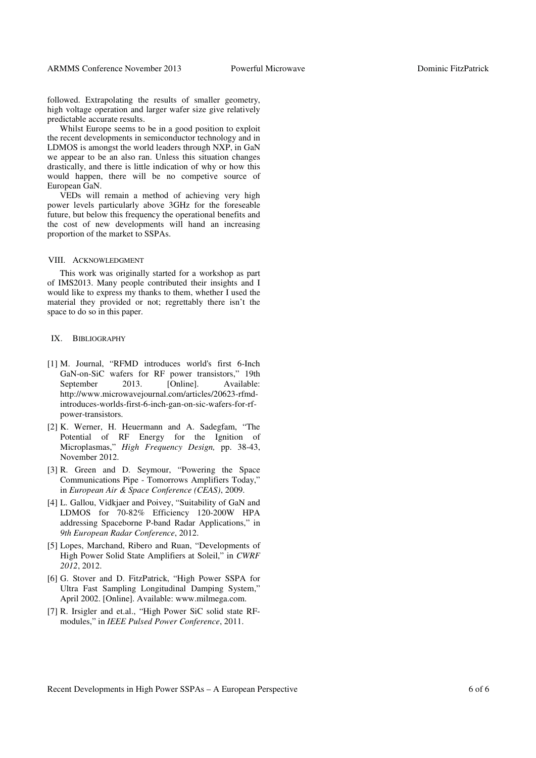followed. Extrapolating the results of smaller geometry, high voltage operation and larger wafer size give relatively predictable accurate results.

Whilst Europe seems to be in a good position to exploit the recent developments in semiconductor technology and in LDMOS is amongst the world leaders through NXP, in GaN we appear to be an also ran. Unless this situation changes drastically, and there is little indication of why or how this would happen, there will be no competive source of European GaN.

VEDs will remain a method of achieving very high power levels particularly above 3GHz for the foreseable future, but below this frequency the operational benefits and the cost of new developments will hand an increasing proportion of the market to SSPAs.

## VIII. Acknowledgment

This work was originally started for a workshop as part of IMS2013. Many people contributed their insights and I would like to express my thanks to them, whether I used the material they provided or not; regrettably there isn't the space to do so in this paper.

## IX. Bibliography

[1] M. Journal, "RFMD introduces world's first 6-Inch GaN-on-SiC wafers for RF power transistors," 19th September 2013. [Online]. Available: http://www.microwavejournal.com/articles/20623-rfmd-introduces-worlds-first-6-inch-gan-on-sic-wafers-for-rf-power-transistors.

[2] K. Werner, H. Heuermann and A. Sadegfam, "The Potential of RF Energy for the Ignition of Microplasmas," *High Frequency Design,* pp. 38-43, November 2012.

[3] R. Green and D. Seymour, "Powering the Space Communications Pipe - Tomorrows Amplifiers Today," in *European Air & Space Conference (CEAS)*, 2009.

[4] L. Gallou, Vidkjaer and Poivey, "Suitability of GaN and LDMOS for 70-82% Efficiency 120-200W HPA addressing Spaceborne P-band Radar Applications," in *9th European Radar Conference*, 2012.

[5] Lopes, Marchand, Ribero and Ruan, "Developments of High Power Solid State Amplifiers at Soleil," in *CWRF 2012*, 2012.

[6] G. Stover and D. FitzPatrick, "High Power SSPA for Ultra Fast Sampling Longitudinal Damping System," April 2002. [Online]. Available: www.milmega.com.

[7] R. Irsigler and et.al., "High Power SiC solid state RF-modules," in *IEEE Pulsed Power Conference*, 2011.